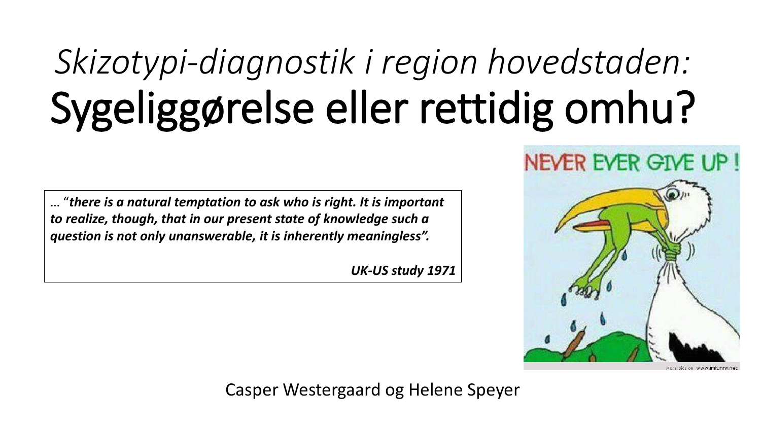# *Skizotypi-diagnostik i region hovedstaden:* Sygeliggørelse eller rettidig omhu?

… "***there is a natural temptation to ask who is right. It is important to realize, though, that in our present state of knowledge such a question is not only unanswerable, it is inherently meaningless".***

***UK-US study 1971***

Casper Westergaard og Helene Speyer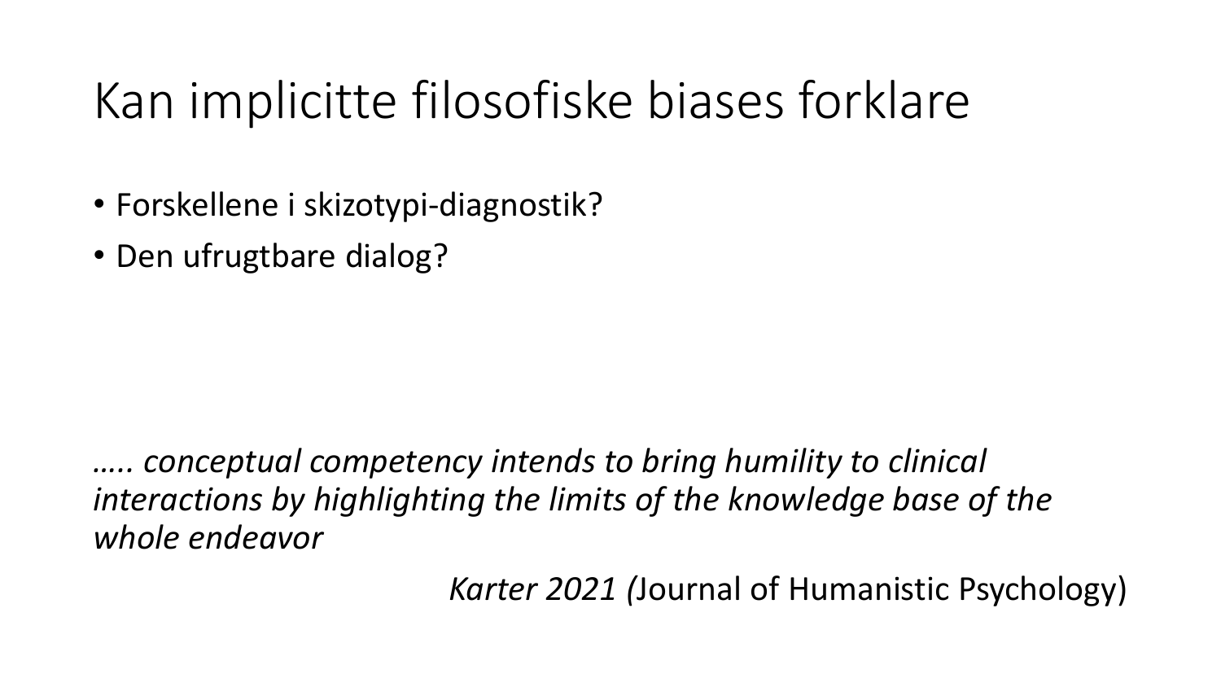# Kan implicitte filosofiske biases forklare

- Forskellene i skizotypi-diagnostik?
- Den ufrugtbare dialog?

*….. conceptual competency intends to bring humility to clinical interactions by highlighting the limits of the knowledge base of the whole endeavor*

*Karter 2021 (*Journal of Humanistic Psychology)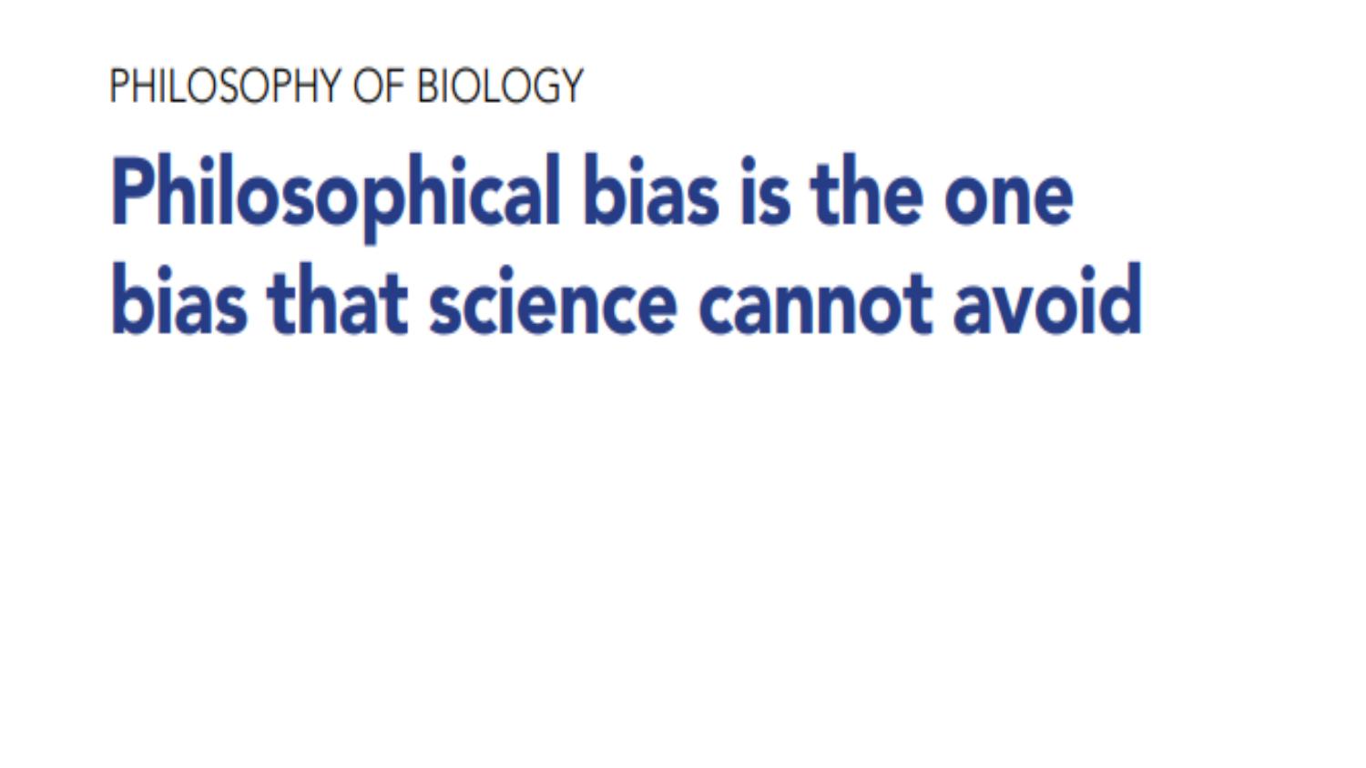PHILOSOPHY OF BIOLOGY

# Philosophical bias is the one bias that science cannot avoid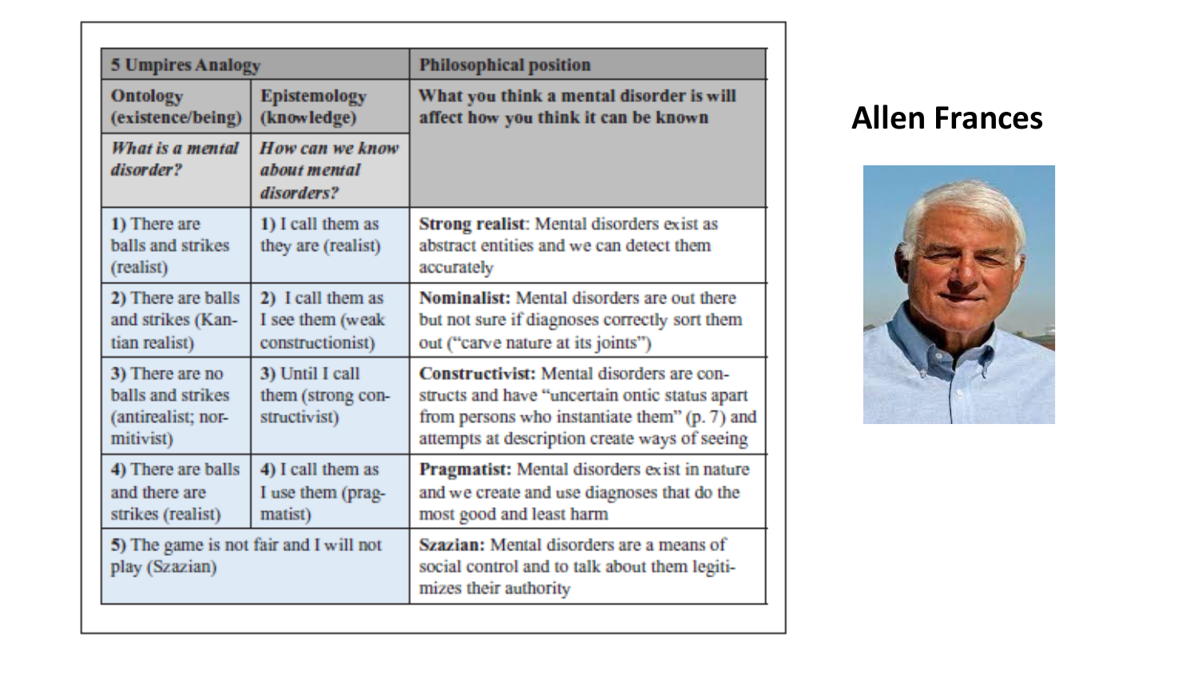| 5 Umpires Analogy | | Philosophical position |
| --- | --- | --- |
| Ontology (existence/being) | Epistemology (knowledge) | What you think a mental disorder is will affect how you think it can be known |
| *What is a mental disorder?* | *How can we know about mental disorders?* | |
| 1) There are balls and strikes (realist) | 1) I call them as they are (realist) | **Strong realist**: Mental disorders exist as abstract entities and we can detect them accurately |
| 2) There are balls and strikes (Kantian realist) | 2) I call them as I see them (weak constructionist) | **Nominalist:** Mental disorders are out there but not sure if diagnoses correctly sort them out ("carve nature at its joints") |
| 3) There are no balls and strikes (antirealist; normitivist) | 3) Until I call them (strong constructivist) | **Constructivist:** Mental disorders are constructs and have "uncertain ontic status apart from persons who instantiate them" (p. 7) and attempts at description create ways of seeing |
| 4) There are balls and there are strikes (realist) | 4) I call them as I use them (pragmatist) | **Pragmatist:** Mental disorders exist in nature and we create and use diagnoses that do the most good and least harm |
| 5) The game is not fair and I will not play (Szazian) | | **Szazian:** Mental disorders are a means of social control and to talk about them legitimizes their authority |

**Allen Frances**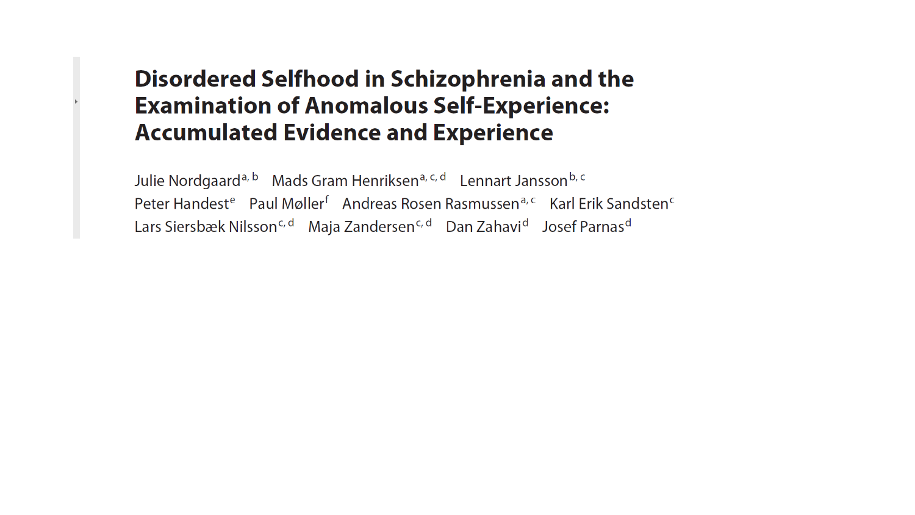# Disordered Selfhood in Schizophrenia and the Examination of Anomalous Self-Experience: Accumulated Evidence and Experience

Julie Nordgaard[a, b] Mads Gram Henriksen[a, c, d] Lennart Jansson[b, c] Peter Handest[e] Paul Møller[f] Andreas Rosen Rasmussen[a, c] Karl Erik Sandsten[c] Lars Siersbæk Nilsson[c, d] Maja Zandersen[c, d] Dan Zahavi[d] Josef Parnas[d]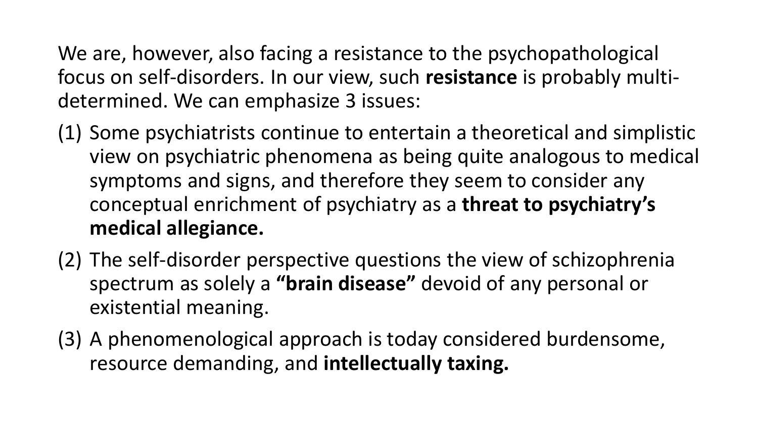We are, however, also facing a resistance to the psychopathological focus on self-disorders. In our view, such **resistance** is probably multi-determined. We can emphasize 3 issues:

(1) Some psychiatrists continue to entertain a theoretical and simplistic view on psychiatric phenomena as being quite analogous to medical symptoms and signs, and therefore they seem to consider any conceptual enrichment of psychiatry as a **threat to psychiatry's medical allegiance.**

(2) The self-disorder perspective questions the view of schizophrenia spectrum as solely a **"brain disease"** devoid of any personal or existential meaning.

(3) A phenomenological approach is today considered burdensome, resource demanding, and **intellectually taxing.**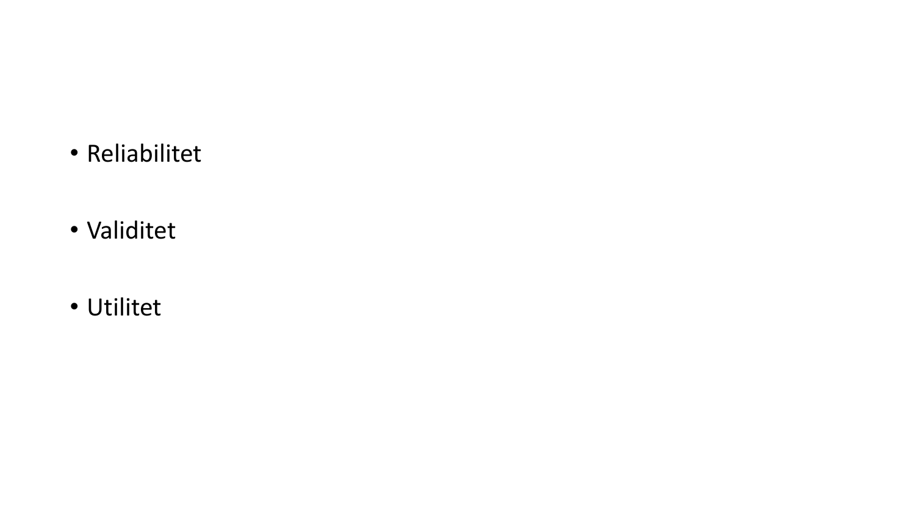- Reliabilitet

- Validitet

- Utilitet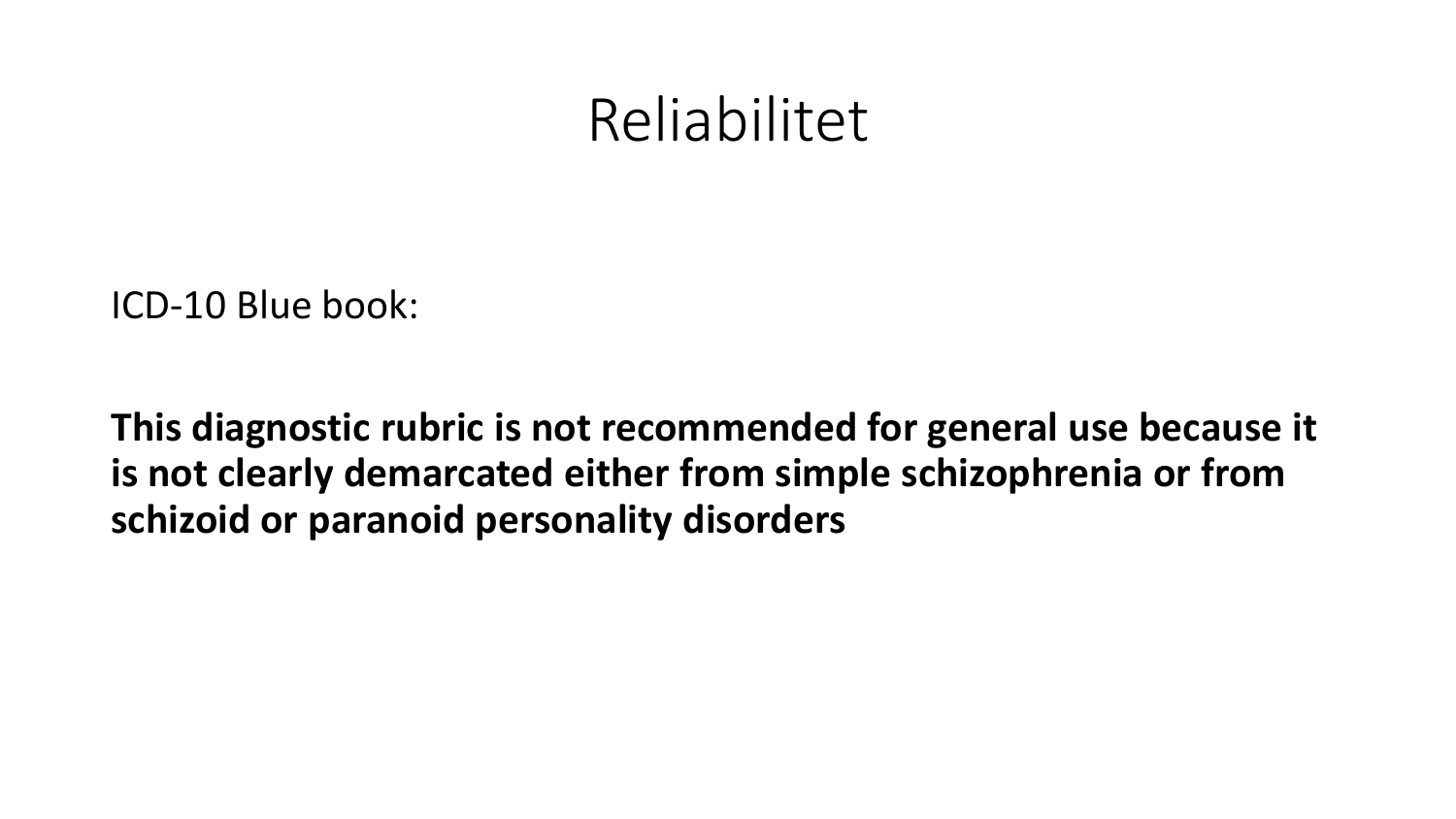# Reliabilitet

ICD-10 Blue book:

**This diagnostic rubric is not recommended for general use because it is not clearly demarcated either from simple schizophrenia or from schizoid or paranoid personality disorders**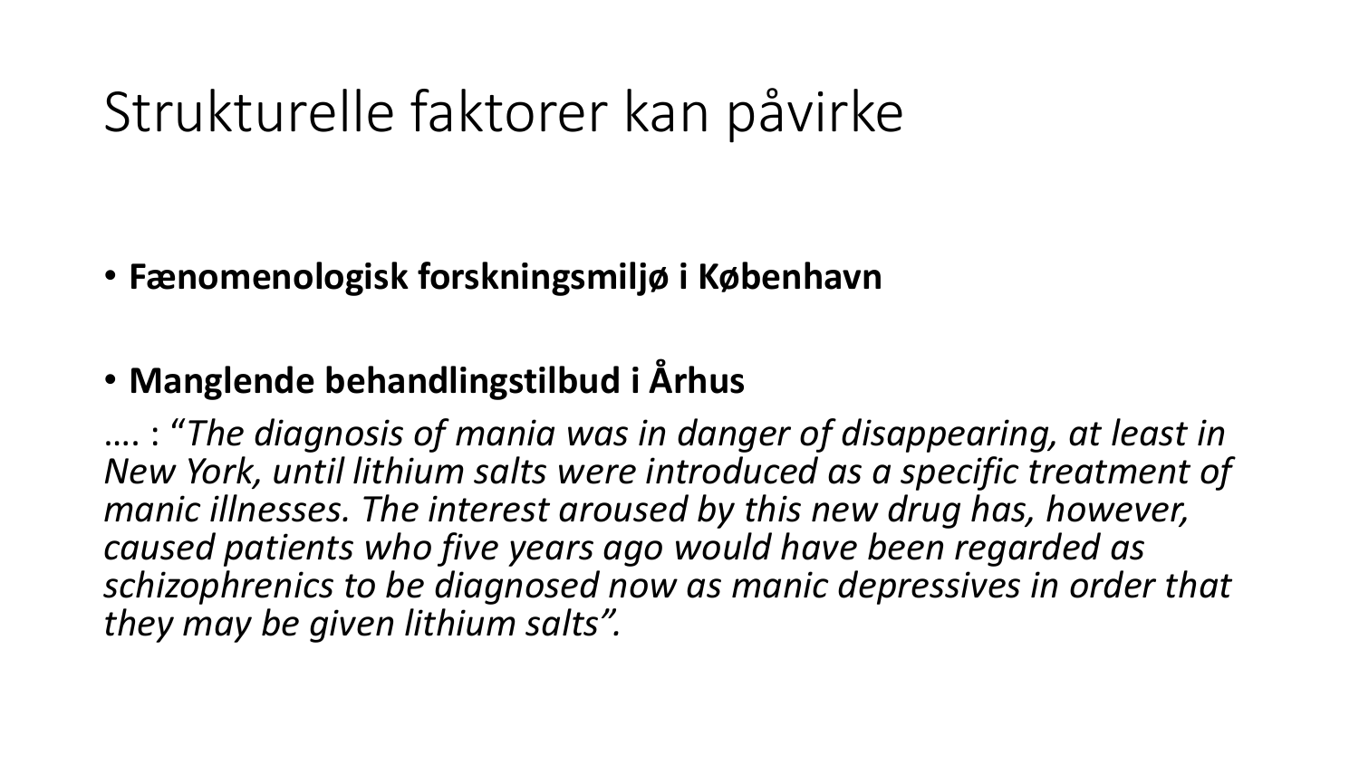# Strukturelle faktorer kan påvirke

- **Fænomenologisk forskningsmiljø i København**

- **Manglende behandlingstilbud i Århus**

…. : “*The diagnosis of mania was in danger of disappearing, at least in New York, until lithium salts were introduced as a specific treatment of manic illnesses. The interest aroused by this new drug has, however, caused patients who five years ago would have been regarded as schizophrenics to be diagnosed now as manic depressives in order that they may be given lithium salts”.*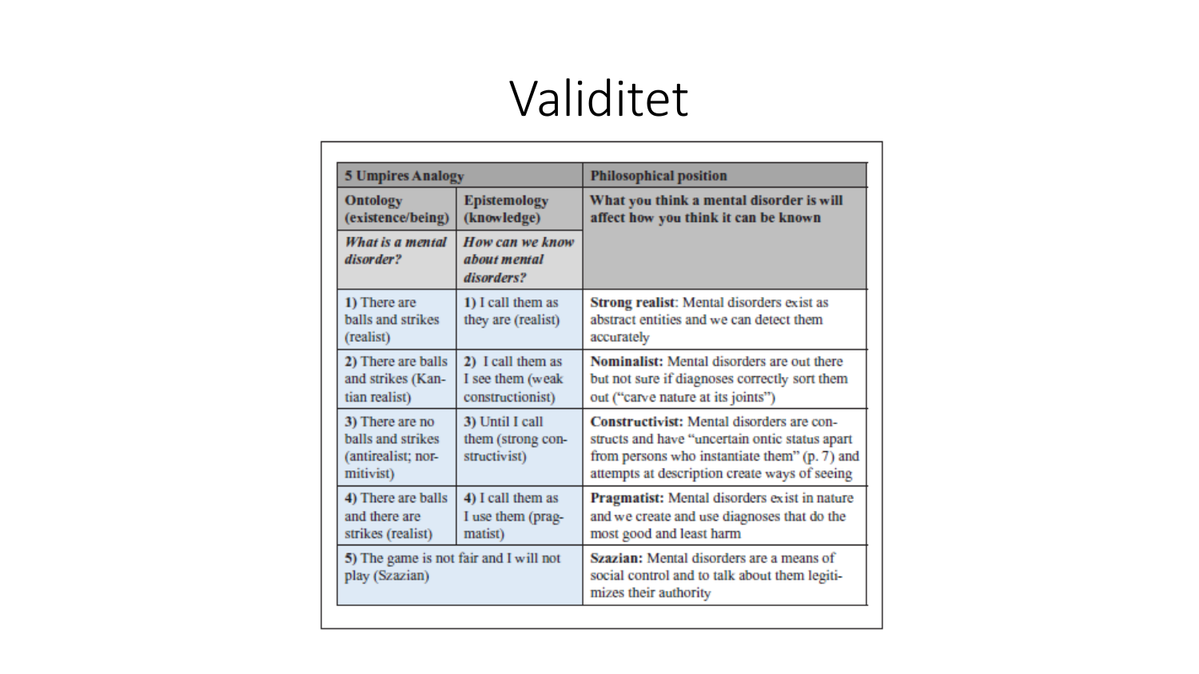# Validitet

| 5 Umpires Analogy | | Philosophical position |
|---|---|---|
| **Ontology (existence/being)** | **Epistemology (knowledge)** | **What you think a mental disorder is will affect how you think it can be known** |
| ***What is a mental disorder?*** | ***How can we know about mental disorders?*** | |
| **1)** There are balls and strikes (realist) | **1)** I call them as they are (realist) | **Strong realist**: Mental disorders exist as abstract entities and we can detect them accurately |
| **2)** There are balls and strikes (Kantian realist) | **2)** I call them as I see them (weak constructionist) | **Nominalist:** Mental disorders are out there but not sure if diagnoses correctly sort them out ("carve nature at its joints") |
| **3)** There are no balls and strikes (antirealist; normitivist) | **3)** Until I call them (strong constructivist) | **Constructivist:** Mental disorders are constructs and have "uncertain ontic status apart from persons who instantiate them" (p. 7) and attempts at description create ways of seeing |
| **4)** There are balls and there are strikes (realist) | **4)** I call them as I use them (pragmatist) | **Pragmatist:** Mental disorders exist in nature and we create and use diagnoses that do the most good and least harm |
| **5)** The game is not fair and I will not play (Szazian) | | **Szazian:** Mental disorders are a means of social control and to talk about them legitimizes their authority |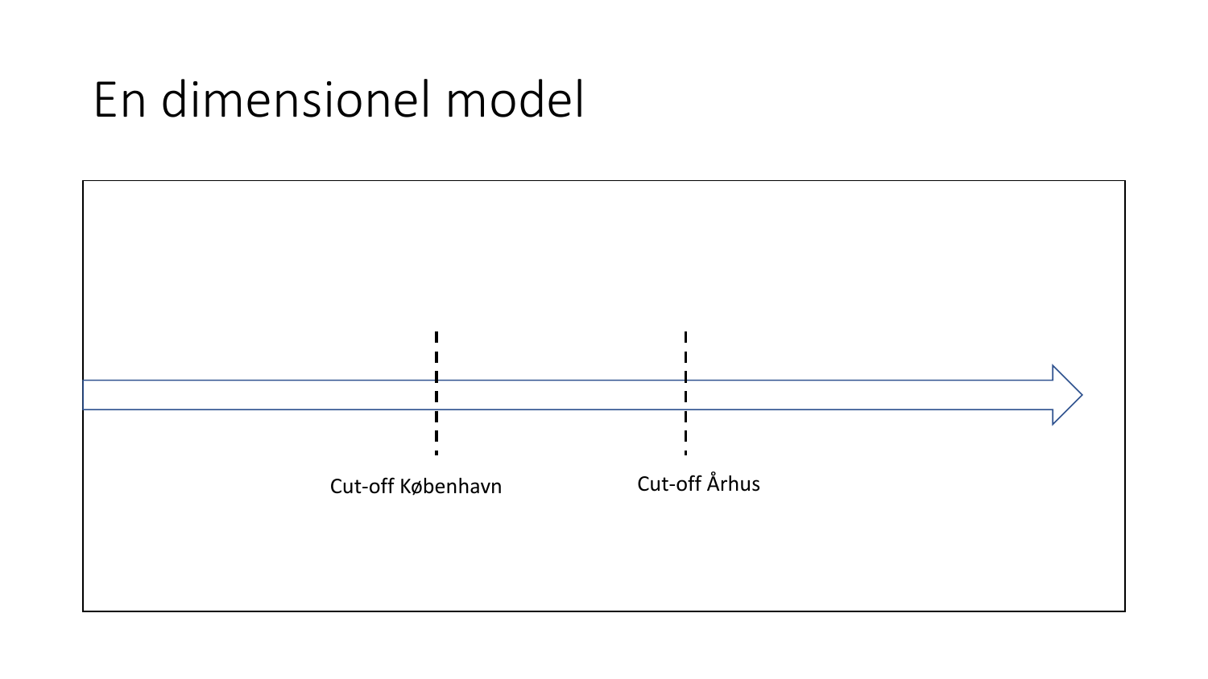# En dimensionel model

Cut-off København

Cut-off Århus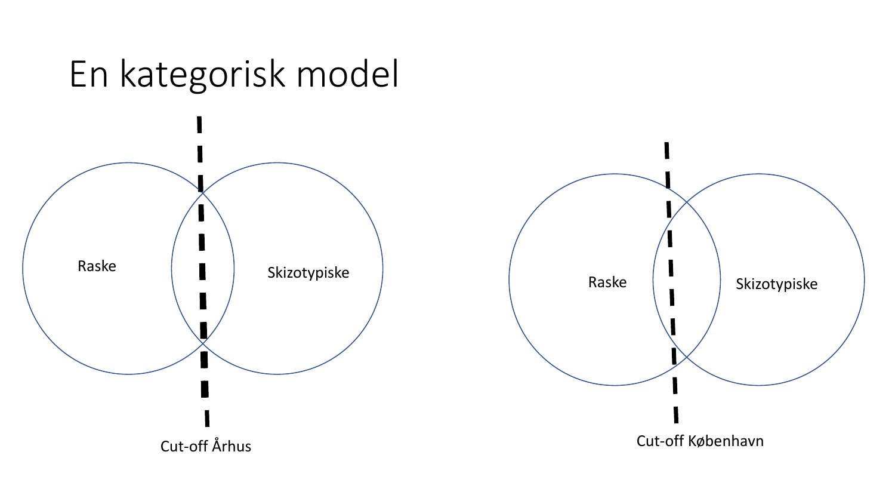# En kategorisk model

Raske

Skizotypiske

Cut-off Århus

Raske

Skizotypiske

Cut-off København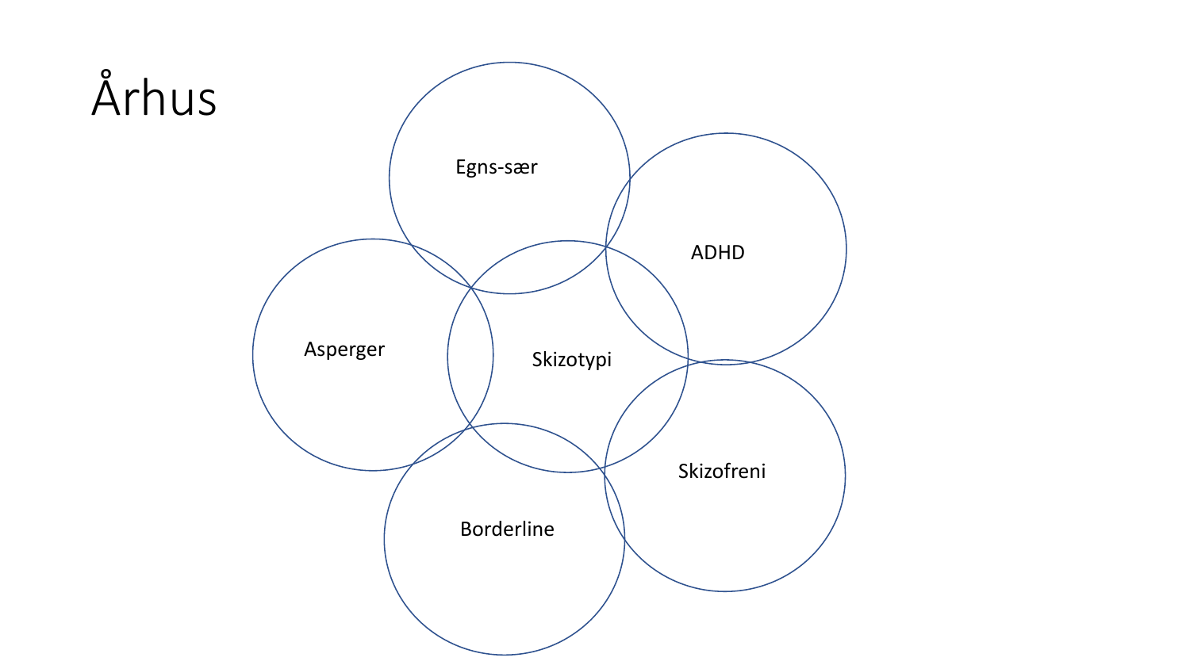# Århus

Egns-sær

ADHD

Asperger

Skizotypi

Skizofreni

Borderline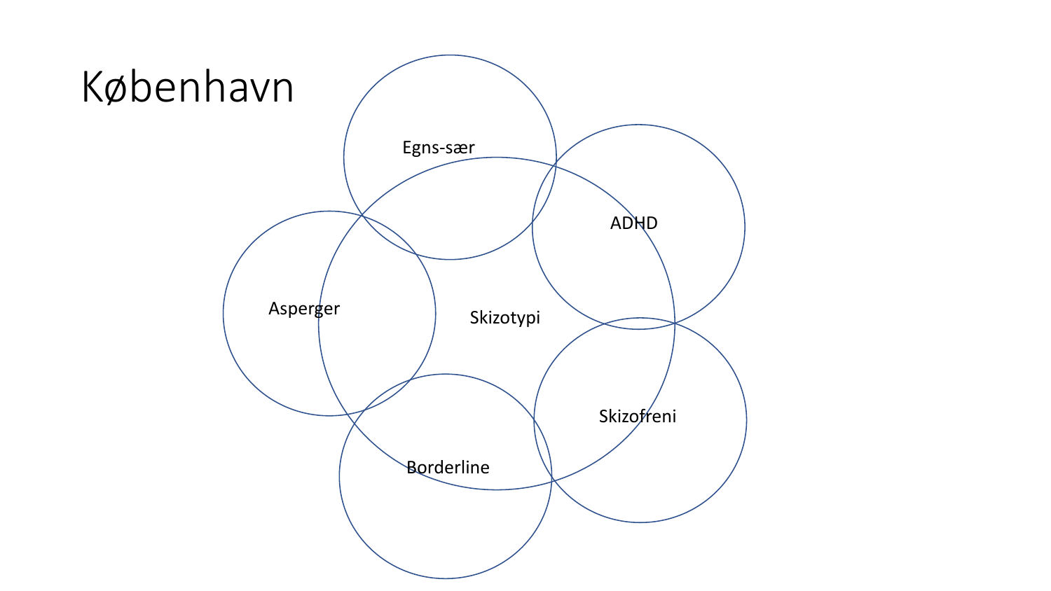# København

Egns-sær

ADHD

Asperger

Skizotypi

Skizofreni

Borderline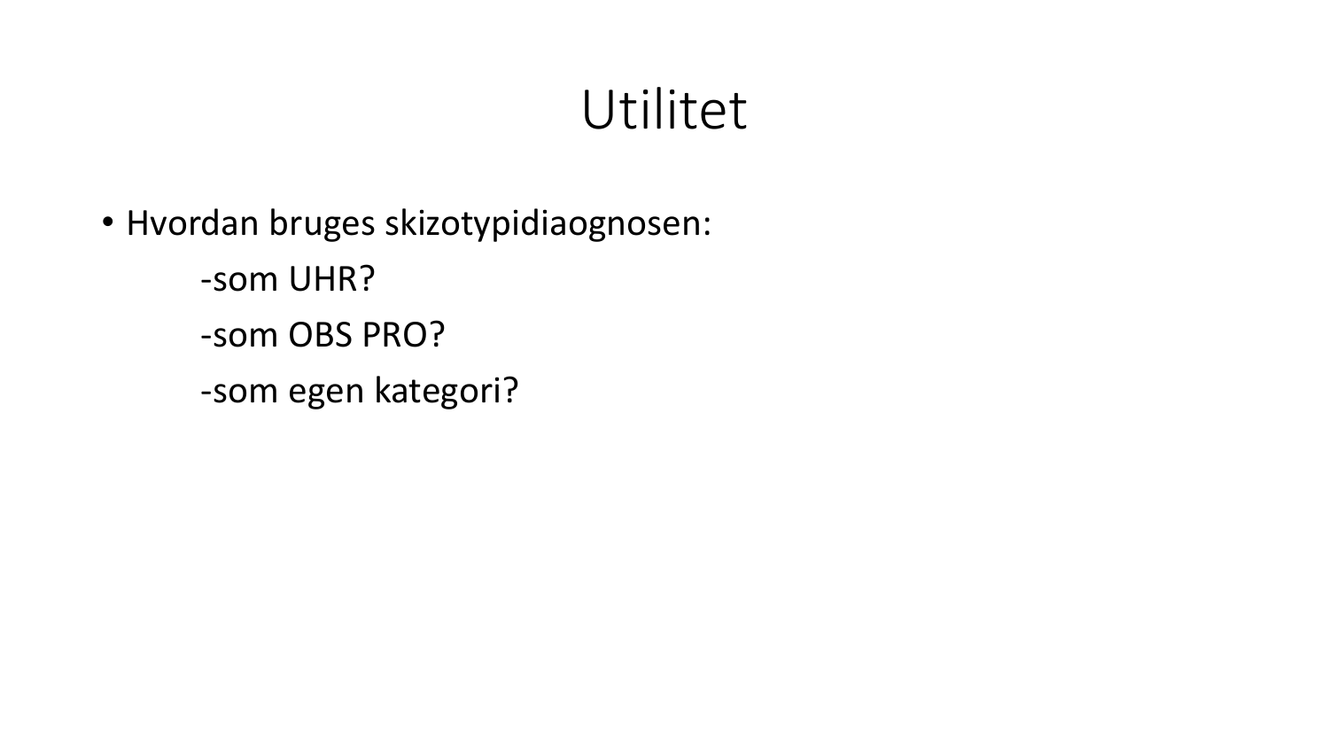# Utilitet

- Hvordan bruges skizotypidiaognosen:
  - -som UHR?
  - -som OBS PRO?
  - -som egen kategori?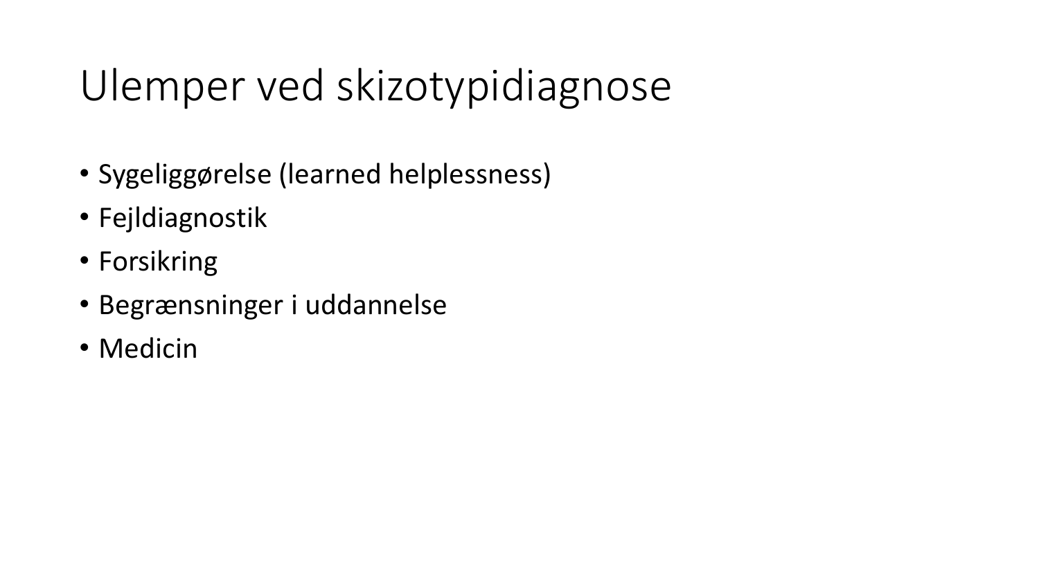# Ulemper ved skizotypidiagnose

- Sygeliggørelse (learned helplessness)
- Fejldiagnostik
- Forsikring
- Begrænsninger i uddannelse
- Medicin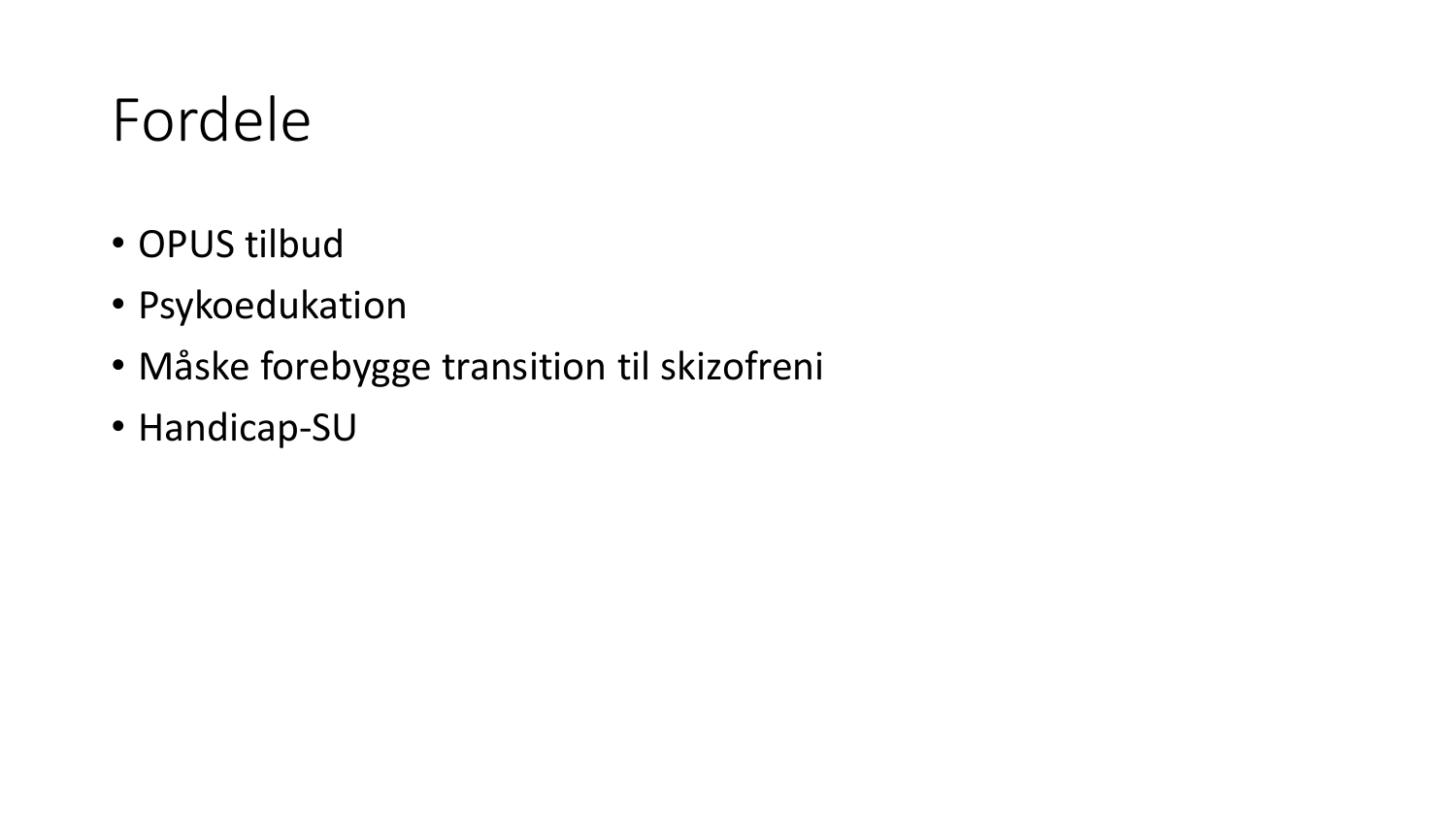# Fordele

- OPUS tilbud
- Psykoedukation
- Måske forebygge transition til skizofreni
- Handicap-SU